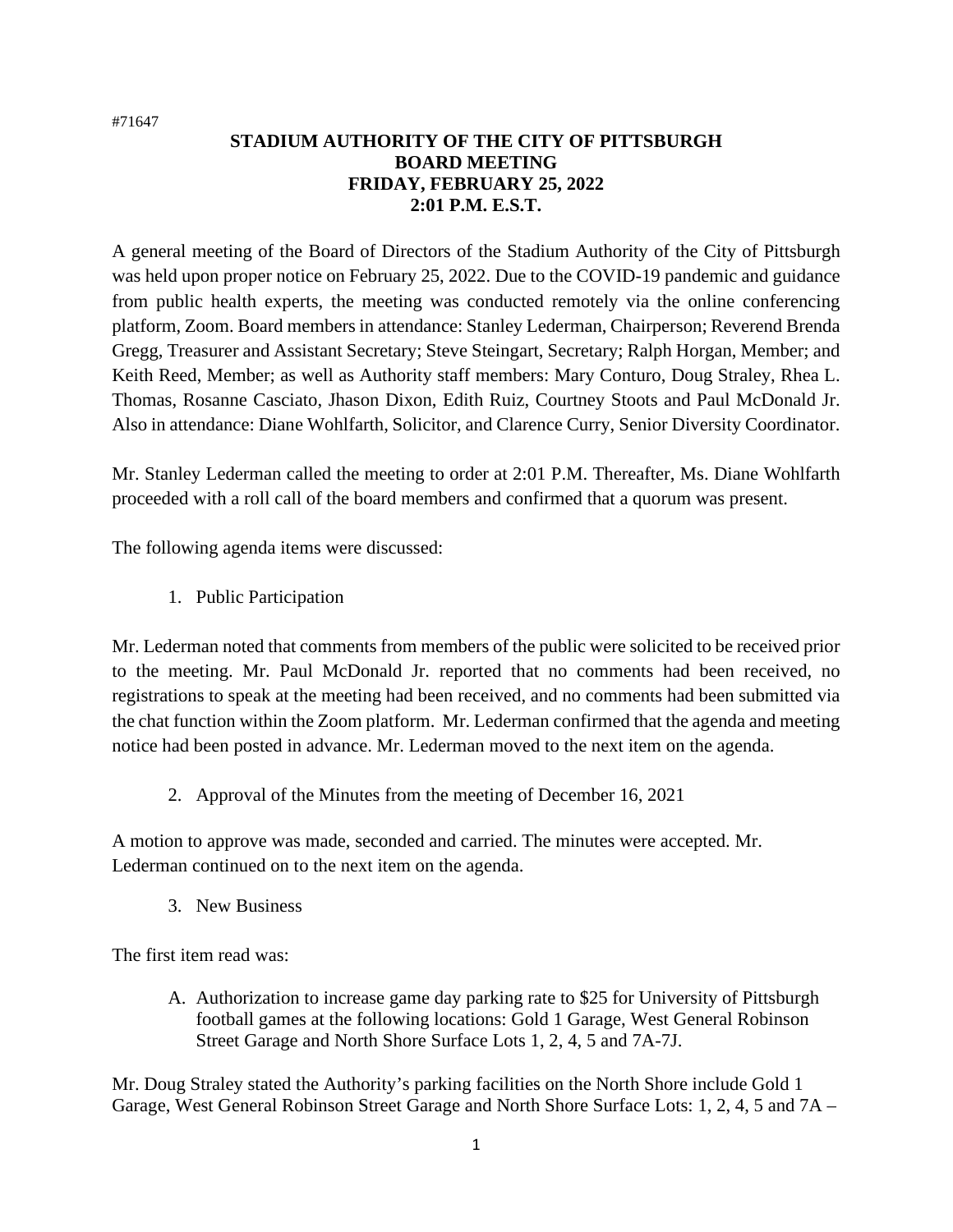#71647

**STADIUM AUTHORITY OF THE CITY OF PITTSBURGH**
**BOARD MEETING**
**FRIDAY, FEBRUARY 25, 2022**
**2:01 P.M. E.S.T.**

A general meeting of the Board of Directors of the Stadium Authority of the City of Pittsburgh was held upon proper notice on February 25, 2022. Due to the COVID-19 pandemic and guidance from public health experts, the meeting was conducted remotely via the online conferencing platform, Zoom. Board members in attendance: Stanley Lederman, Chairperson; Reverend Brenda Gregg, Treasurer and Assistant Secretary; Steve Steingart, Secretary; Ralph Horgan, Member; and Keith Reed, Member; as well as Authority staff members: Mary Conturo, Doug Straley, Rhea L. Thomas, Rosanne Casciato, Jhason Dixon, Edith Ruiz, Courtney Stoots and Paul McDonald Jr. Also in attendance: Diane Wohlfarth, Solicitor, and Clarence Curry, Senior Diversity Coordinator.

Mr. Stanley Lederman called the meeting to order at 2:01 P.M. Thereafter, Ms. Diane Wohlfarth proceeded with a roll call of the board members and confirmed that a quorum was present.

The following agenda items were discussed:

1. Public Participation

Mr. Lederman noted that comments from members of the public were solicited to be received prior to the meeting. Mr. Paul McDonald Jr. reported that no comments had been received, no registrations to speak at the meeting had been received, and no comments had been submitted via the chat function within the Zoom platform. Mr. Lederman confirmed that the agenda and meeting notice had been posted in advance. Mr. Lederman moved to the next item on the agenda.

2. Approval of the Minutes from the meeting of December 16, 2021

A motion to approve was made, seconded and carried. The minutes were accepted. Mr. Lederman continued on to the next item on the agenda.

3. New Business

The first item read was:

A. Authorization to increase game day parking rate to $25 for University of Pittsburgh football games at the following locations: Gold 1 Garage, West General Robinson Street Garage and North Shore Surface Lots 1, 2, 4, 5 and 7A-7J.

Mr. Doug Straley stated the Authority's parking facilities on the North Shore include Gold 1 Garage, West General Robinson Street Garage and North Shore Surface Lots: 1, 2, 4, 5 and 7A –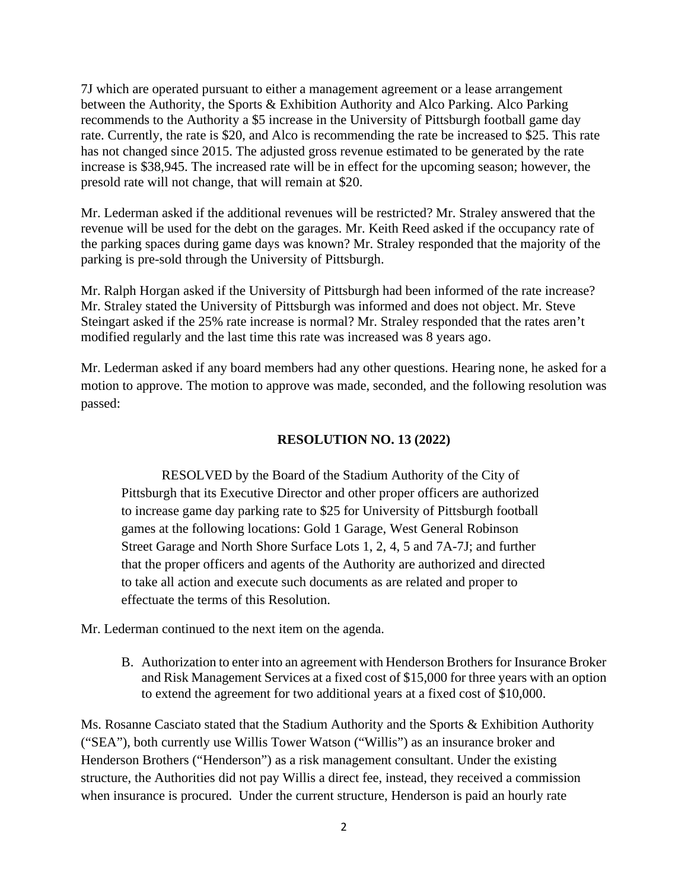7J which are operated pursuant to either a management agreement or a lease arrangement between the Authority, the Sports & Exhibition Authority and Alco Parking. Alco Parking recommends to the Authority a $5 increase in the University of Pittsburgh football game day rate. Currently, the rate is $20, and Alco is recommending the rate be increased to $25. This rate has not changed since 2015. The adjusted gross revenue estimated to be generated by the rate increase is $38,945. The increased rate will be in effect for the upcoming season; however, the presold rate will not change, that will remain at $20.

Mr. Lederman asked if the additional revenues will be restricted? Mr. Straley answered that the revenue will be used for the debt on the garages. Mr. Keith Reed asked if the occupancy rate of the parking spaces during game days was known? Mr. Straley responded that the majority of the parking is pre-sold through the University of Pittsburgh.

Mr. Ralph Horgan asked if the University of Pittsburgh had been informed of the rate increase? Mr. Straley stated the University of Pittsburgh was informed and does not object. Mr. Steve Steingart asked if the 25% rate increase is normal? Mr. Straley responded that the rates aren't modified regularly and the last time this rate was increased was 8 years ago.

Mr. Lederman asked if any board members had any other questions. Hearing none, he asked for a motion to approve. The motion to approve was made, seconded, and the following resolution was passed:

**RESOLUTION NO. 13 (2022)**

> RESOLVED by the Board of the Stadium Authority of the City of Pittsburgh that its Executive Director and other proper officers are authorized to increase game day parking rate to $25 for University of Pittsburgh football games at the following locations: Gold 1 Garage, West General Robinson Street Garage and North Shore Surface Lots 1, 2, 4, 5 and 7A-7J; and further that the proper officers and agents of the Authority are authorized and directed to take all action and execute such documents as are related and proper to effectuate the terms of this Resolution.

Mr. Lederman continued to the next item on the agenda.

B. Authorization to enter into an agreement with Henderson Brothers for Insurance Broker and Risk Management Services at a fixed cost of $15,000 for three years with an option to extend the agreement for two additional years at a fixed cost of $10,000.

Ms. Rosanne Casciato stated that the Stadium Authority and the Sports & Exhibition Authority ("SEA"), both currently use Willis Tower Watson ("Willis") as an insurance broker and Henderson Brothers ("Henderson") as a risk management consultant. Under the existing structure, the Authorities did not pay Willis a direct fee, instead, they received a commission when insurance is procured. Under the current structure, Henderson is paid an hourly rate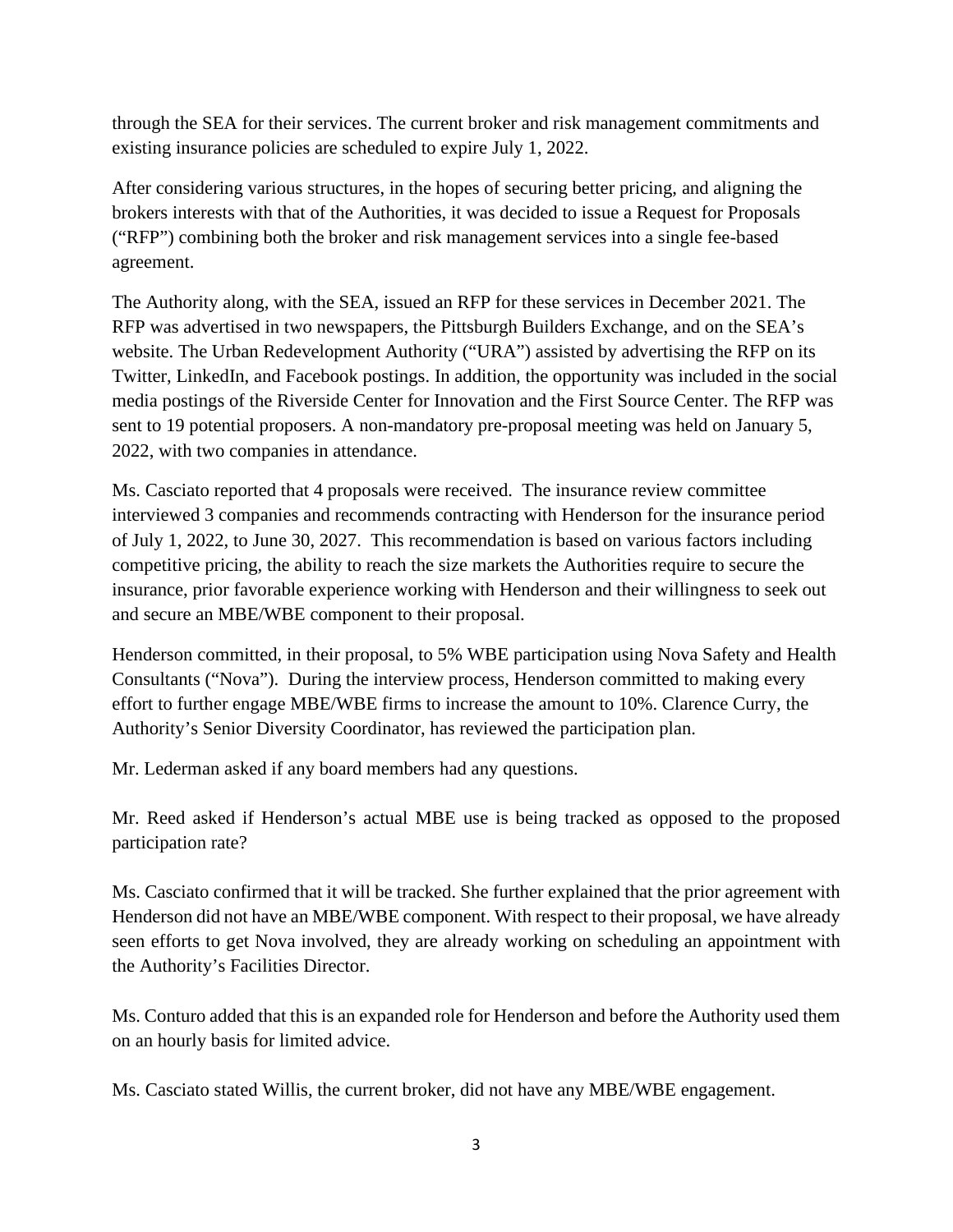through the SEA for their services. The current broker and risk management commitments and existing insurance policies are scheduled to expire July 1, 2022.

After considering various structures, in the hopes of securing better pricing, and aligning the brokers interests with that of the Authorities, it was decided to issue a Request for Proposals ("RFP") combining both the broker and risk management services into a single fee-based agreement.

The Authority along, with the SEA, issued an RFP for these services in December 2021. The RFP was advertised in two newspapers, the Pittsburgh Builders Exchange, and on the SEA's website. The Urban Redevelopment Authority ("URA") assisted by advertising the RFP on its Twitter, LinkedIn, and Facebook postings. In addition, the opportunity was included in the social media postings of the Riverside Center for Innovation and the First Source Center. The RFP was sent to 19 potential proposers. A non-mandatory pre-proposal meeting was held on January 5, 2022, with two companies in attendance.

Ms. Casciato reported that 4 proposals were received. The insurance review committee interviewed 3 companies and recommends contracting with Henderson for the insurance period of July 1, 2022, to June 30, 2027. This recommendation is based on various factors including competitive pricing, the ability to reach the size markets the Authorities require to secure the insurance, prior favorable experience working with Henderson and their willingness to seek out and secure an MBE/WBE component to their proposal.

Henderson committed, in their proposal, to 5% WBE participation using Nova Safety and Health Consultants ("Nova"). During the interview process, Henderson committed to making every effort to further engage MBE/WBE firms to increase the amount to 10%. Clarence Curry, the Authority's Senior Diversity Coordinator, has reviewed the participation plan.

Mr. Lederman asked if any board members had any questions.

Mr. Reed asked if Henderson's actual MBE use is being tracked as opposed to the proposed participation rate?

Ms. Casciato confirmed that it will be tracked. She further explained that the prior agreement with Henderson did not have an MBE/WBE component. With respect to their proposal, we have already seen efforts to get Nova involved, they are already working on scheduling an appointment with the Authority's Facilities Director.

Ms. Conturo added that this is an expanded role for Henderson and before the Authority used them on an hourly basis for limited advice.

Ms. Casciato stated Willis, the current broker, did not have any MBE/WBE engagement.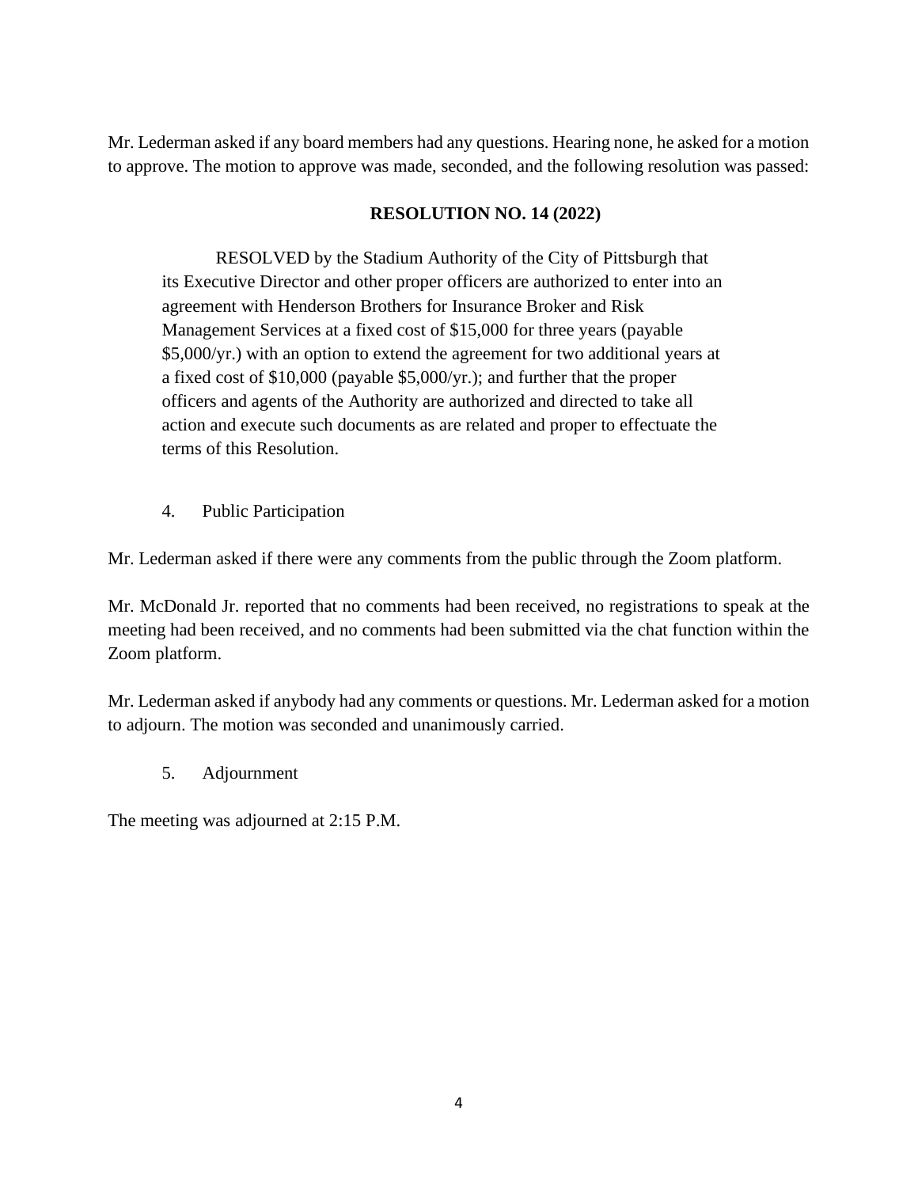Mr. Lederman asked if any board members had any questions. Hearing none, he asked for a motion to approve. The motion to approve was made, seconded, and the following resolution was passed:

**RESOLUTION NO. 14 (2022)**

> RESOLVED by the Stadium Authority of the City of Pittsburgh that its Executive Director and other proper officers are authorized to enter into an agreement with Henderson Brothers for Insurance Broker and Risk Management Services at a fixed cost of $15,000 for three years (payable $5,000/yr.) with an option to extend the agreement for two additional years at a fixed cost of $10,000 (payable $5,000/yr.); and further that the proper officers and agents of the Authority are authorized and directed to take all action and execute such documents as are related and proper to effectuate the terms of this Resolution.

4. Public Participation

Mr. Lederman asked if there were any comments from the public through the Zoom platform.

Mr. McDonald Jr. reported that no comments had been received, no registrations to speak at the meeting had been received, and no comments had been submitted via the chat function within the Zoom platform.

Mr. Lederman asked if anybody had any comments or questions. Mr. Lederman asked for a motion to adjourn. The motion was seconded and unanimously carried.

5. Adjournment

The meeting was adjourned at 2:15 P.M.